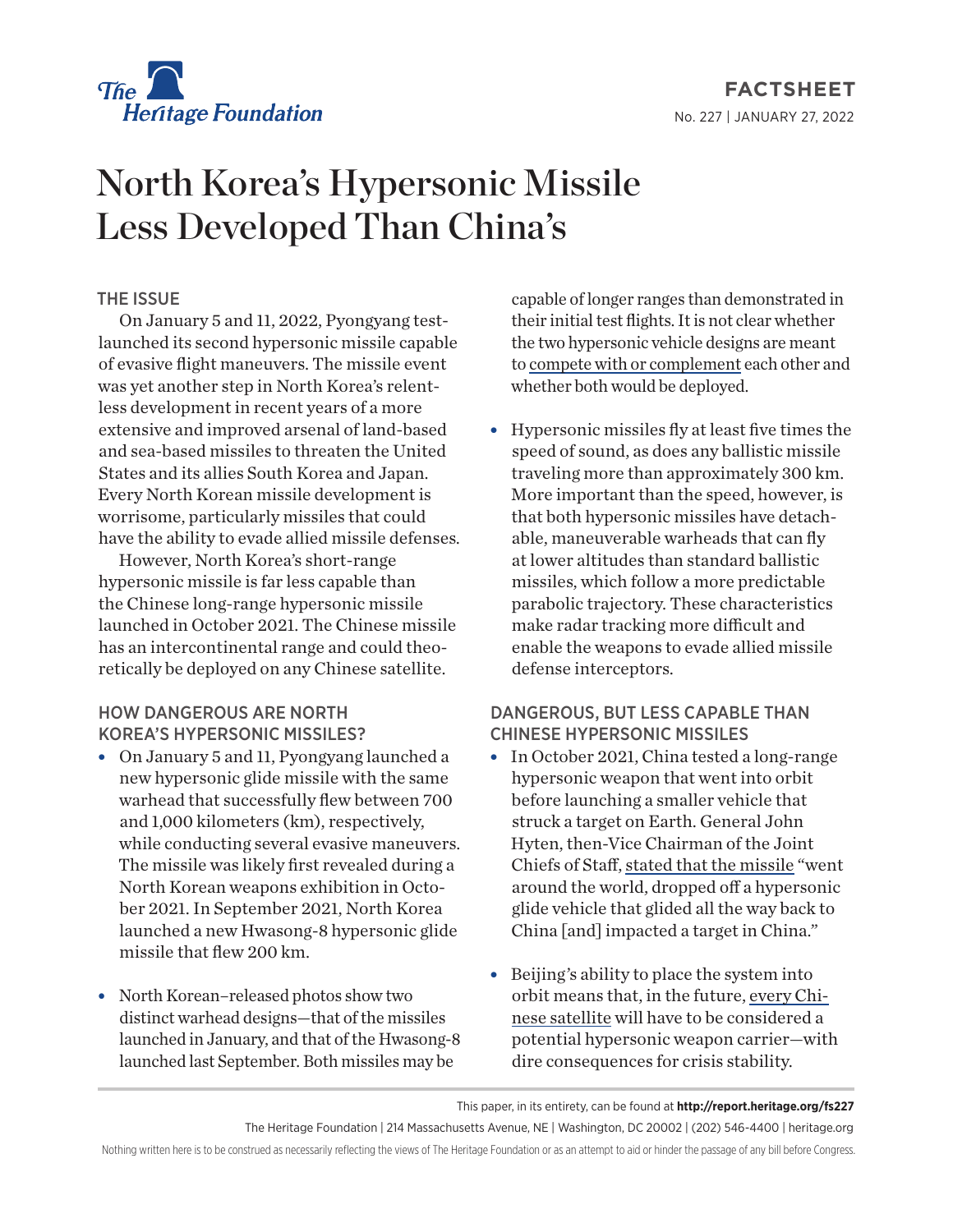The Heritage Foundation

FACTSHEET

No. 227 | JANUARY 27, 2022

# North Korea's Hypersonic Missile Less Developed Than China's

## THE ISSUE

On January 5 and 11, 2022, Pyongyang test-launched its second hypersonic missile capable of evasive flight maneuvers. The missile event was yet another step in North Korea's relentless development in recent years of a more extensive and improved arsenal of land-based and sea-based missiles to threaten the United States and its allies South Korea and Japan. Every North Korean missile development is worrisome, particularly missiles that could have the ability to evade allied missile defenses.

However, North Korea's short-range hypersonic missile is far less capable than the Chinese long-range hypersonic missile launched in October 2021. The Chinese missile has an intercontinental range and could theoretically be deployed on any Chinese satellite.

## HOW DANGEROUS ARE NORTH KOREA'S HYPERSONIC MISSILES?

- On January 5 and 11, Pyongyang launched a new hypersonic glide missile with the same warhead that successfully flew between 700 and 1,000 kilometers (km), respectively, while conducting several evasive maneuvers. The missile was likely first revealed during a North Korean weapons exhibition in October 2021. In September 2021, North Korea launched a new Hwasong-8 hypersonic glide missile that flew 200 km.

- North Korean–released photos show two distinct warhead designs—that of the missiles launched in January, and that of the Hwasong-8 launched last September. Both missiles may be capable of longer ranges than demonstrated in their initial test flights. It is not clear whether the two hypersonic vehicle designs are meant to compete with or complement each other and whether both would be deployed.

- Hypersonic missiles fly at least five times the speed of sound, as does any ballistic missile traveling more than approximately 300 km. More important than the speed, however, is that both hypersonic missiles have detachable, maneuverable warheads that can fly at lower altitudes than standard ballistic missiles, which follow a more predictable parabolic trajectory. These characteristics make radar tracking more difficult and enable the weapons to evade allied missile defense interceptors.

## DANGEROUS, BUT LESS CAPABLE THAN CHINESE HYPERSONIC MISSILES

- In October 2021, China tested a long-range hypersonic weapon that went into orbit before launching a smaller vehicle that struck a target on Earth. General John Hyten, then-Vice Chairman of the Joint Chiefs of Staff, stated that the missile "went around the world, dropped off a hypersonic glide vehicle that glided all the way back to China [and] impacted a target in China."

- Beijing's ability to place the system into orbit means that, in the future, every Chinese satellite will have to be considered a potential hypersonic weapon carrier—with dire consequences for crisis stability.

This paper, in its entirety, can be found at **http://report.heritage.org/fs227**

The Heritage Foundation | 214 Massachusetts Avenue, NE | Washington, DC 20002 | (202) 546-4400 | heritage.org

Nothing written here is to be construed as necessarily reflecting the views of The Heritage Foundation or as an attempt to aid or hinder the passage of any bill before Congress.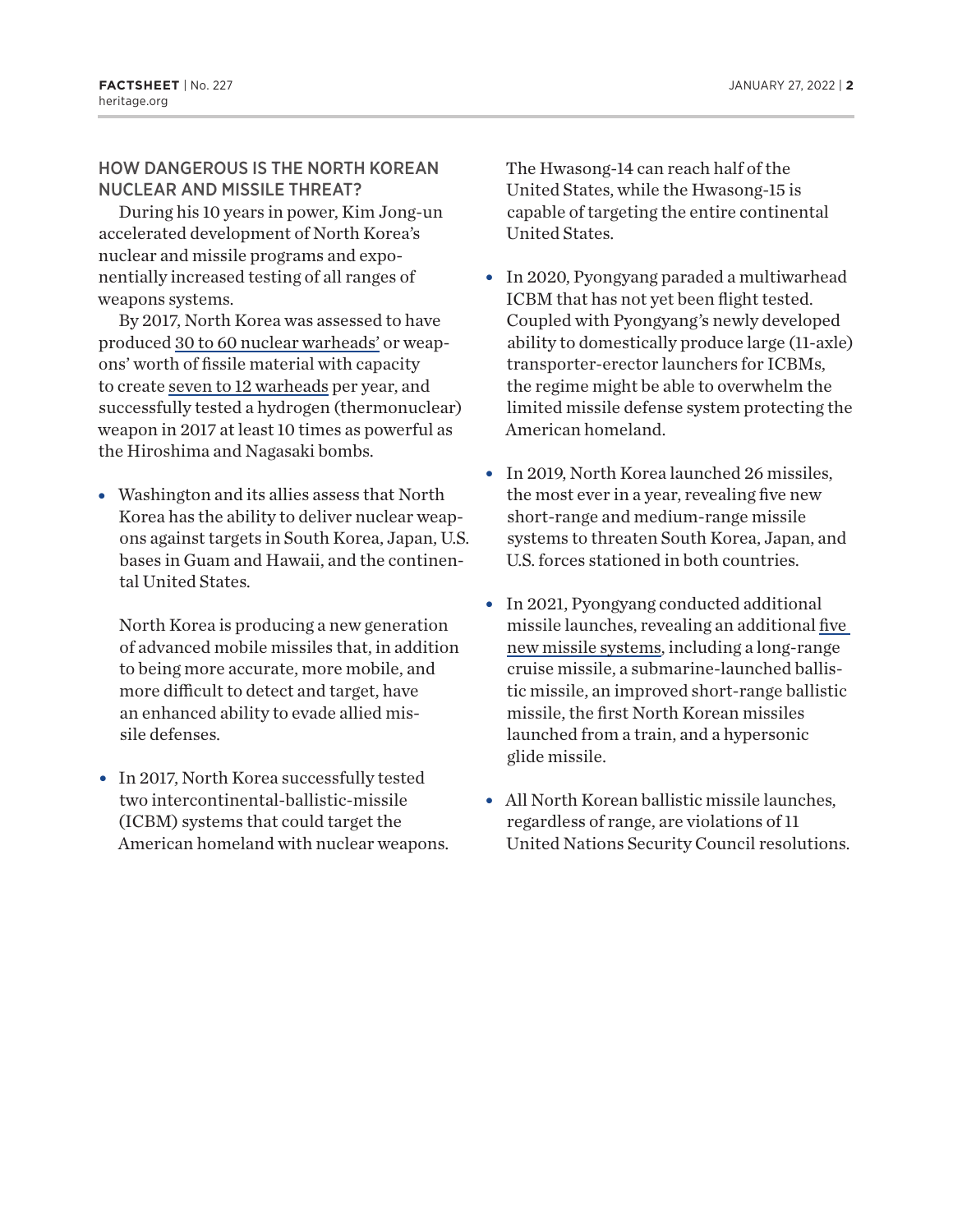## HOW DANGEROUS IS THE NORTH KOREAN NUCLEAR AND MISSILE THREAT?

During his 10 years in power, Kim Jong-un accelerated development of North Korea's nuclear and missile programs and exponentially increased testing of all ranges of weapons systems.

By 2017, North Korea was assessed to have produced 30 to 60 nuclear warheads' or weapons' worth of fissile material with capacity to create seven to 12 warheads per year, and successfully tested a hydrogen (thermonuclear) weapon in 2017 at least 10 times as powerful as the Hiroshima and Nagasaki bombs.

- Washington and its allies assess that North Korea has the ability to deliver nuclear weapons against targets in South Korea, Japan, U.S. bases in Guam and Hawaii, and the continental United States.

  North Korea is producing a new generation of advanced mobile missiles that, in addition to being more accurate, more mobile, and more difficult to detect and target, have an enhanced ability to evade allied missile defenses.

- In 2017, North Korea successfully tested two intercontinental-ballistic-missile (ICBM) systems that could target the American homeland with nuclear weapons. The Hwasong-14 can reach half of the United States, while the Hwasong-15 is capable of targeting the entire continental United States.

- In 2020, Pyongyang paraded a multiwarhead ICBM that has not yet been flight tested. Coupled with Pyongyang's newly developed ability to domestically produce large (11-axle) transporter-erector launchers for ICBMs, the regime might be able to overwhelm the limited missile defense system protecting the American homeland.

- In 2019, North Korea launched 26 missiles, the most ever in a year, revealing five new short-range and medium-range missile systems to threaten South Korea, Japan, and U.S. forces stationed in both countries.

- In 2021, Pyongyang conducted additional missile launches, revealing an additional five new missile systems, including a long-range cruise missile, a submarine-launched ballistic missile, an improved short-range ballistic missile, the first North Korean missiles launched from a train, and a hypersonic glide missile.

- All North Korean ballistic missile launches, regardless of range, are violations of 11 United Nations Security Council resolutions.